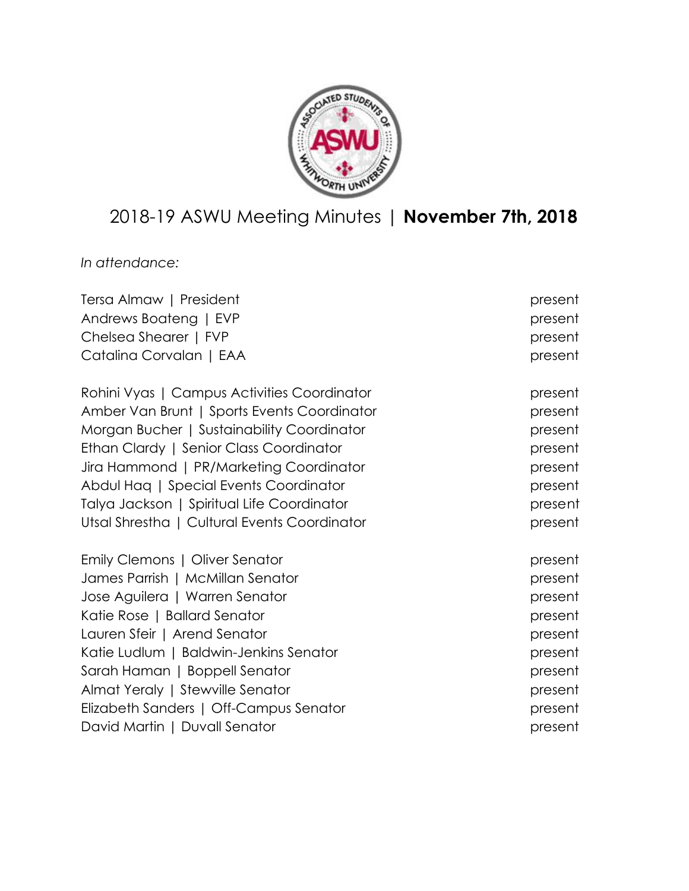# 2018-19 ASWU Meeting Minutes | **November 7th, 2018**

*In attendance:*

Tersa Almaw | President — present
Andrews Boateng | EVP — present
Chelsea Shearer | FVP — present
Catalina Corvalan | EAA — present

Rohini Vyas | Campus Activities Coordinator — present
Amber Van Brunt | Sports Events Coordinator — present
Morgan Bucher | Sustainability Coordinator — present
Ethan Clardy | Senior Class Coordinator — present
Jira Hammond | PR/Marketing Coordinator — present
Abdul Haq | Special Events Coordinator — present
Talya Jackson | Spiritual Life Coordinator — present
Utsal Shrestha | Cultural Events Coordinator — present

Emily Clemons | Oliver Senator — present
James Parrish | McMillan Senator — present
Jose Aguilera | Warren Senator — present
Katie Rose | Ballard Senator — present
Lauren Sfeir | Arend Senator — present
Katie Ludlum | Baldwin-Jenkins Senator — present
Sarah Haman | Boppell Senator — present
Almat Yeraly | Stewville Senator — present
Elizabeth Sanders | Off-Campus Senator — present
David Martin | Duvall Senator — present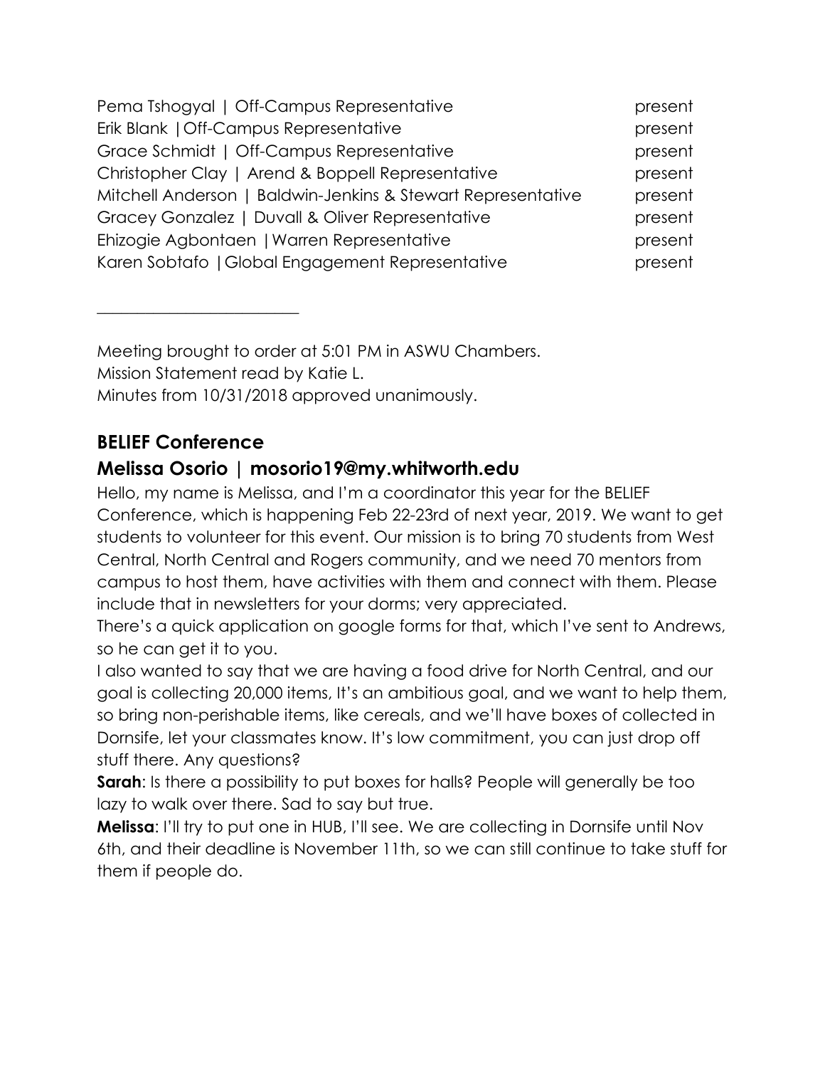| | |
|---|---|
| Pema Tshogyal \| Off-Campus Representative | present |
| Erik Blank \| Off-Campus Representative | present |
| Grace Schmidt \| Off-Campus Representative | present |
| Christopher Clay \| Arend & Boppell Representative | present |
| Mitchell Anderson \| Baldwin-Jenkins & Stewart Representative | present |
| Gracey Gonzalez \| Duvall & Oliver Representative | present |
| Ehizogie Agbontaen \| Warren Representative | present |
| Karen Sobtafo \| Global Engagement Representative | present |

---

Meeting brought to order at 5:01 PM in ASWU Chambers.
Mission Statement read by Katie L.
Minutes from 10/31/2018 approved unanimously.

## BELIEF Conference

## Melissa Osorio | mosorio19@my.whitworth.edu

Hello, my name is Melissa, and I'm a coordinator this year for the BELIEF Conference, which is happening Feb 22-23rd of next year, 2019. We want to get students to volunteer for this event. Our mission is to bring 70 students from West Central, North Central and Rogers community, and we need 70 mentors from campus to host them, have activities with them and connect with them. Please include that in newsletters for your dorms; very appreciated.

There's a quick application on google forms for that, which I've sent to Andrews, so he can get it to you.

I also wanted to say that we are having a food drive for North Central, and our goal is collecting 20,000 items, It's an ambitious goal, and we want to help them, so bring non-perishable items, like cereals, and we'll have boxes of collected in Dornsife, let your classmates know. It's low commitment, you can just drop off stuff there. Any questions?

**Sarah**: Is there a possibility to put boxes for halls? People will generally be too lazy to walk over there. Sad to say but true.

**Melissa**: I'll try to put one in HUB, I'll see. We are collecting in Dornsife until Nov 6th, and their deadline is November 11th, so we can still continue to take stuff for them if people do.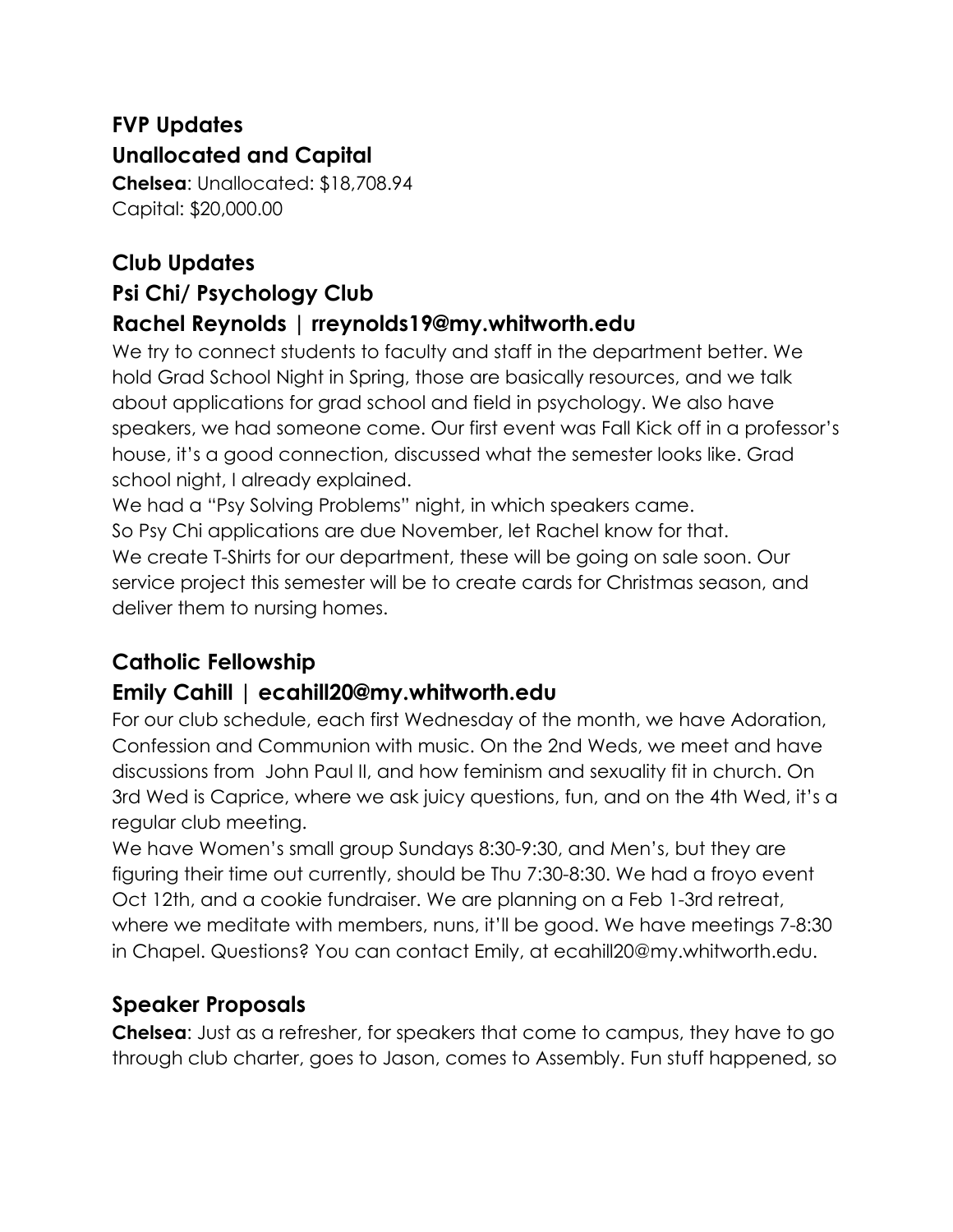## FVP Updates

### Unallocated and Capital

**Chelsea**: Unallocated: $18,708.94
Capital: $20,000.00

## Club Updates

### Psi Chi/ Psychology Club

### Rachel Reynolds | rreynolds19@my.whitworth.edu

We try to connect students to faculty and staff in the department better. We hold Grad School Night in Spring, those are basically resources, and we talk about applications for grad school and field in psychology. We also have speakers, we had someone come. Our first event was Fall Kick off in a professor's house, it's a good connection, discussed what the semester looks like. Grad school night, I already explained.

We had a "Psy Solving Problems" night, in which speakers came.

So Psy Chi applications are due November, let Rachel know for that.

We create T-Shirts for our department, these will be going on sale soon. Our service project this semester will be to create cards for Christmas season, and deliver them to nursing homes.

### Catholic Fellowship

### Emily Cahill | ecahill20@my.whitworth.edu

For our club schedule, each first Wednesday of the month, we have Adoration, Confession and Communion with music. On the 2nd Weds, we meet and have discussions from John Paul II, and how feminism and sexuality fit in church. On 3rd Wed is Caprice, where we ask juicy questions, fun, and on the 4th Wed, it's a regular club meeting.

We have Women's small group Sundays 8:30-9:30, and Men's, but they are figuring their time out currently, should be Thu 7:30-8:30. We had a froyo event Oct 12th, and a cookie fundraiser. We are planning on a Feb 1-3rd retreat, where we meditate with members, nuns, it'll be good. We have meetings 7-8:30 in Chapel. Questions? You can contact Emily, at ecahill20@my.whitworth.edu.

### Speaker Proposals

**Chelsea**: Just as a refresher, for speakers that come to campus, they have to go through club charter, goes to Jason, comes to Assembly. Fun stuff happened, so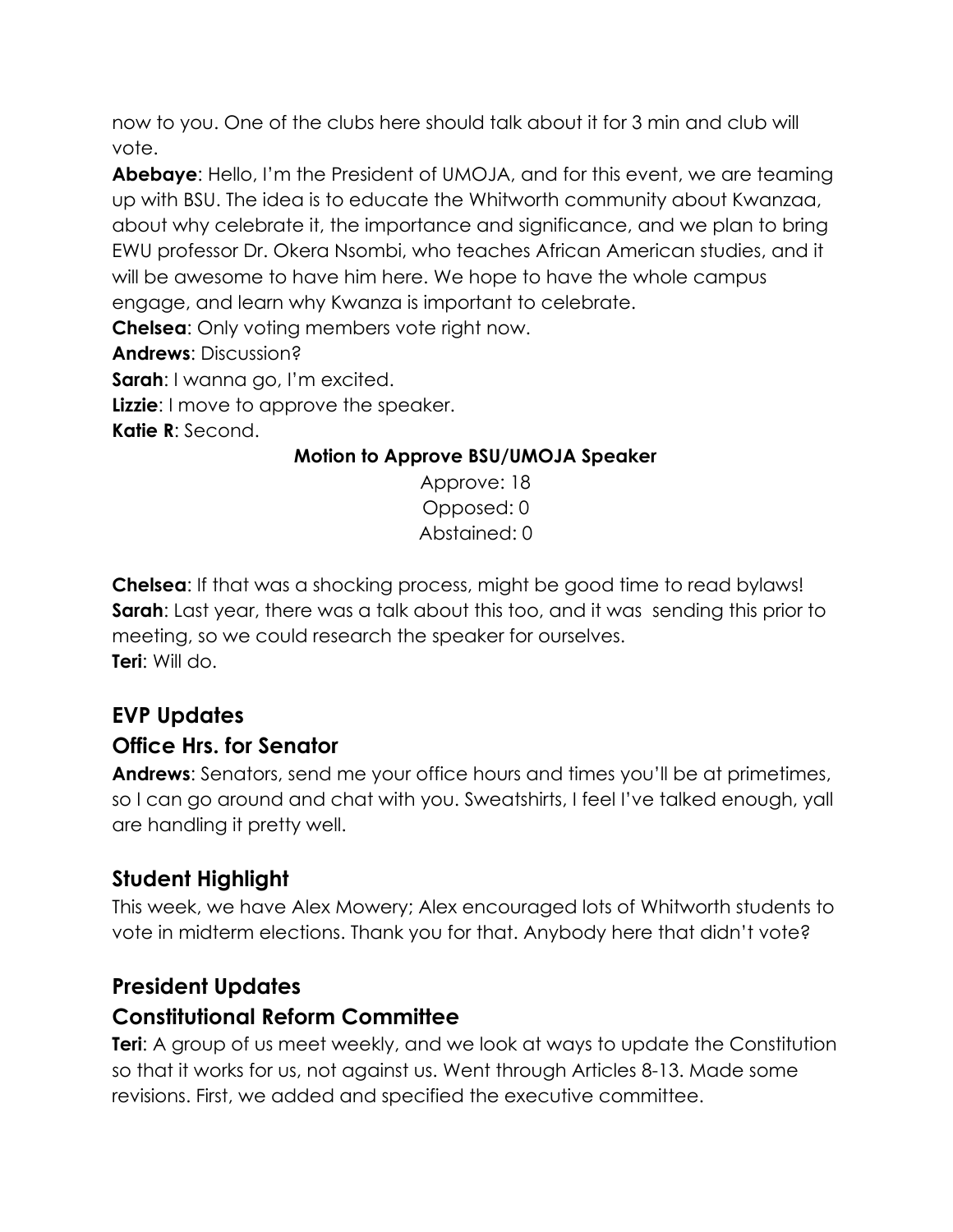now to you. One of the clubs here should talk about it for 3 min and club will vote.

**Abebaye**: Hello, I'm the President of UMOJA, and for this event, we are teaming up with BSU. The idea is to educate the Whitworth community about Kwanzaa, about why celebrate it, the importance and significance, and we plan to bring EWU professor Dr. Okera Nsombi, who teaches African American studies, and it will be awesome to have him here. We hope to have the whole campus engage, and learn why Kwanza is important to celebrate.

**Chelsea**: Only voting members vote right now.

**Andrews**: Discussion?

**Sarah**: I wanna go, I'm excited.

**Lizzie**: I move to approve the speaker.

**Katie R**: Second.

**Motion to Approve BSU/UMOJA Speaker**

Approve: 18
Opposed: 0
Abstained: 0

**Chelsea**: If that was a shocking process, might be good time to read bylaws!

**Sarah**: Last year, there was a talk about this too, and it was sending this prior to meeting, so we could research the speaker for ourselves.

**Teri**: Will do.

## EVP Updates

### Office Hrs. for Senator

**Andrews**: Senators, send me your office hours and times you'll be at primetimes, so I can go around and chat with you. Sweatshirts, I feel I've talked enough, yall are handling it pretty well.

## Student Highlight

This week, we have Alex Mowery; Alex encouraged lots of Whitworth students to vote in midterm elections. Thank you for that. Anybody here that didn't vote?

## President Updates

### Constitutional Reform Committee

**Teri**: A group of us meet weekly, and we look at ways to update the Constitution so that it works for us, not against us. Went through Articles 8-13. Made some revisions. First, we added and specified the executive committee.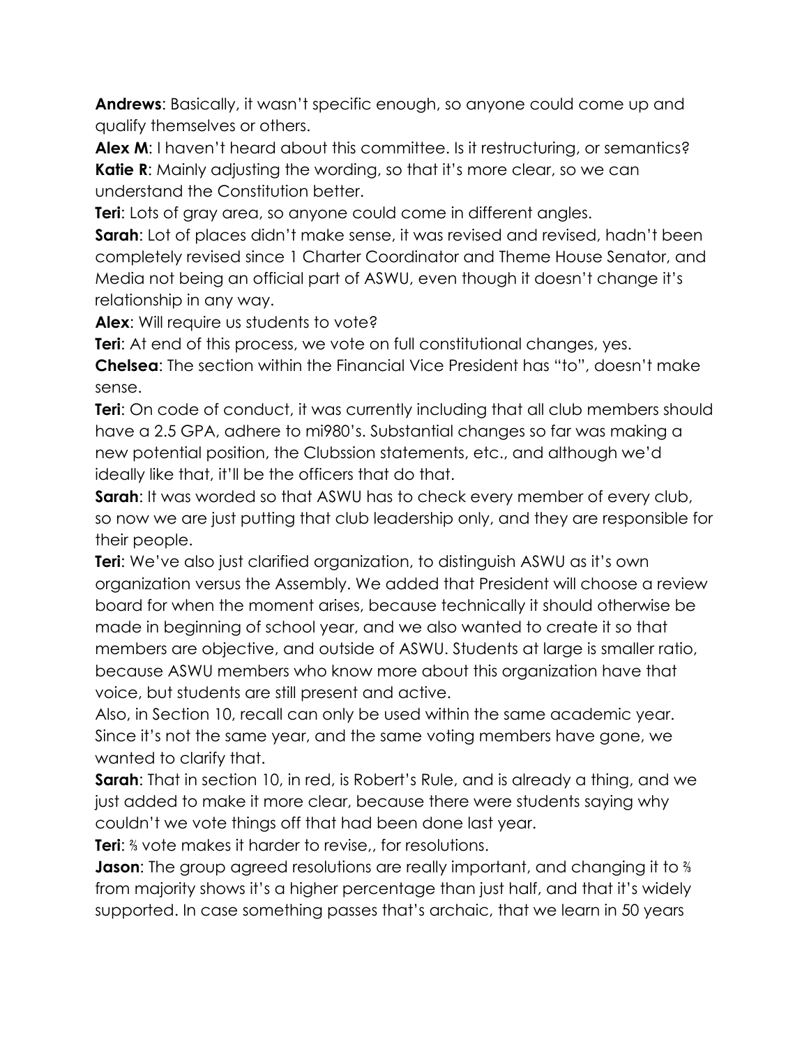**Andrews**: Basically, it wasn't specific enough, so anyone could come up and qualify themselves or others.

**Alex M**: I haven't heard about this committee. Is it restructuring, or semantics?

**Katie R**: Mainly adjusting the wording, so that it's more clear, so we can understand the Constitution better.

**Teri**: Lots of gray area, so anyone could come in different angles.

**Sarah**: Lot of places didn't make sense, it was revised and revised, hadn't been completely revised since 1 Charter Coordinator and Theme House Senator, and Media not being an official part of ASWU, even though it doesn't change it's relationship in any way.

**Alex**: Will require us students to vote?

**Teri**: At end of this process, we vote on full constitutional changes, yes.

**Chelsea**: The section within the Financial Vice President has "to", doesn't make sense.

**Teri**: On code of conduct, it was currently including that all club members should have a 2.5 GPA, adhere to mi980's. Substantial changes so far was making a new potential position, the Clubssion statements, etc., and although we'd ideally like that, it'll be the officers that do that.

**Sarah**: It was worded so that ASWU has to check every member of every club, so now we are just putting that club leadership only, and they are responsible for their people.

**Teri**: We've also just clarified organization, to distinguish ASWU as it's own organization versus the Assembly. We added that President will choose a review board for when the moment arises, because technically it should otherwise be made in beginning of school year, and we also wanted to create it so that members are objective, and outside of ASWU. Students at large is smaller ratio, because ASWU members who know more about this organization have that voice, but students are still present and active.

Also, in Section 10, recall can only be used within the same academic year. Since it's not the same year, and the same voting members have gone, we wanted to clarify that.

**Sarah**: That in section 10, in red, is Robert's Rule, and is already a thing, and we just added to make it more clear, because there were students saying why couldn't we vote things off that had been done last year.

**Teri**: ⅔ vote makes it harder to revise,, for resolutions.

**Jason**: The group agreed resolutions are really important, and changing it to ⅔ from majority shows it's a higher percentage than just half, and that it's widely supported. In case something passes that's archaic, that we learn in 50 years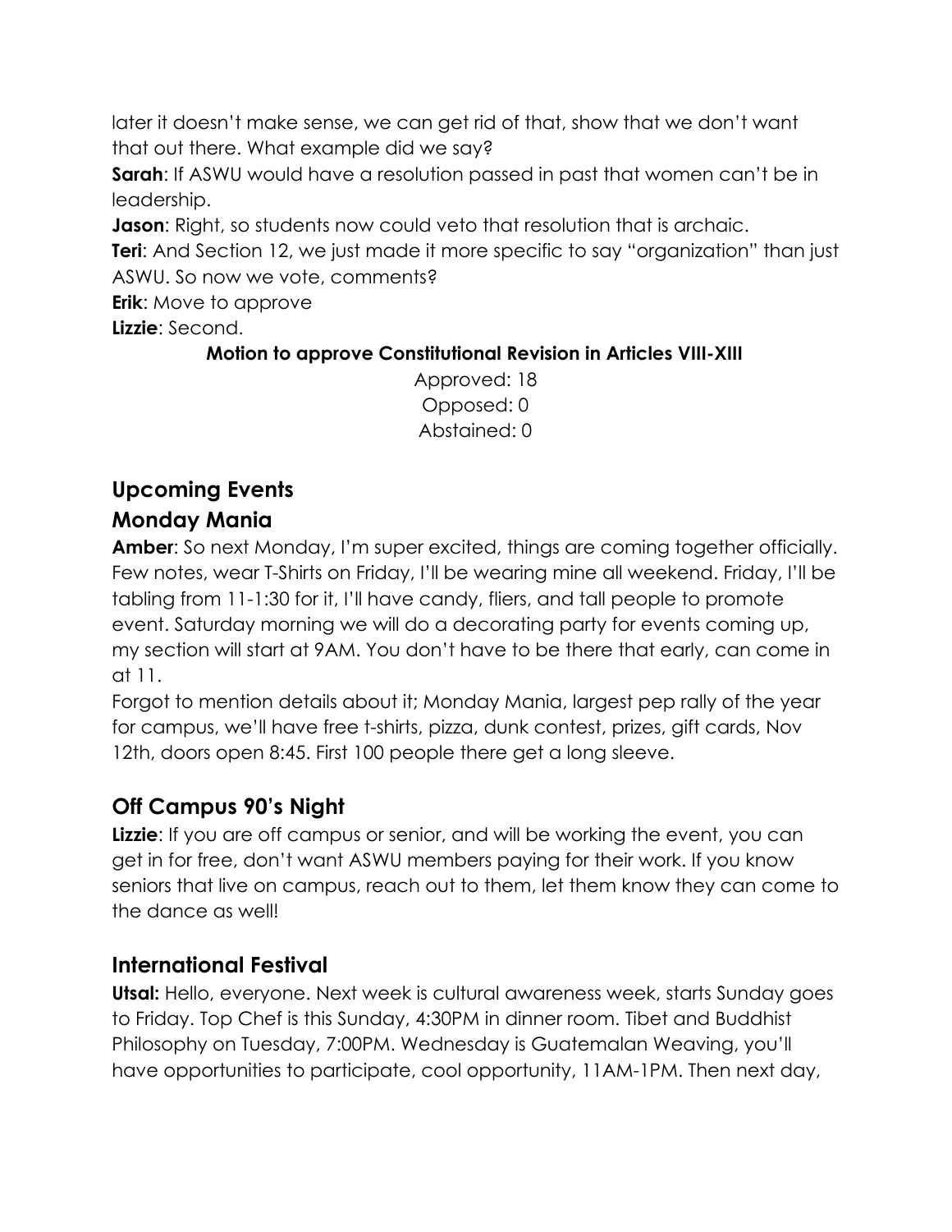later it doesn't make sense, we can get rid of that, show that we don't want that out there. What example did we say?

**Sarah**: If ASWU would have a resolution passed in past that women can't be in leadership.

**Jason**: Right, so students now could veto that resolution that is archaic.

**Teri**: And Section 12, we just made it more specific to say "organization" than just ASWU. So now we vote, comments?

**Erik**: Move to approve

**Lizzie**: Second.

**Motion to approve Constitutional Revision in Articles VIII-XIII**

Approved: 18
Opposed: 0
Abstained: 0

## Upcoming Events

## Monday Mania

**Amber**: So next Monday, I'm super excited, things are coming together officially. Few notes, wear T-Shirts on Friday, I'll be wearing mine all weekend. Friday, I'll be tabling from 11-1:30 for it, I'll have candy, fliers, and tall people to promote event. Saturday morning we will do a decorating party for events coming up, my section will start at 9AM. You don't have to be there that early, can come in at 11.

Forgot to mention details about it; Monday Mania, largest pep rally of the year for campus, we'll have free t-shirts, pizza, dunk contest, prizes, gift cards, Nov 12th, doors open 8:45. First 100 people there get a long sleeve.

## Off Campus 90's Night

**Lizzie**: If you are off campus or senior, and will be working the event, you can get in for free, don't want ASWU members paying for their work. If you know seniors that live on campus, reach out to them, let them know they can come to the dance as well!

## International Festival

**Utsal:** Hello, everyone. Next week is cultural awareness week, starts Sunday goes to Friday. Top Chef is this Sunday, 4:30PM in dinner room. Tibet and Buddhist Philosophy on Tuesday, 7:00PM. Wednesday is Guatemalan Weaving, you'll have opportunities to participate, cool opportunity, 11AM-1PM. Then next day,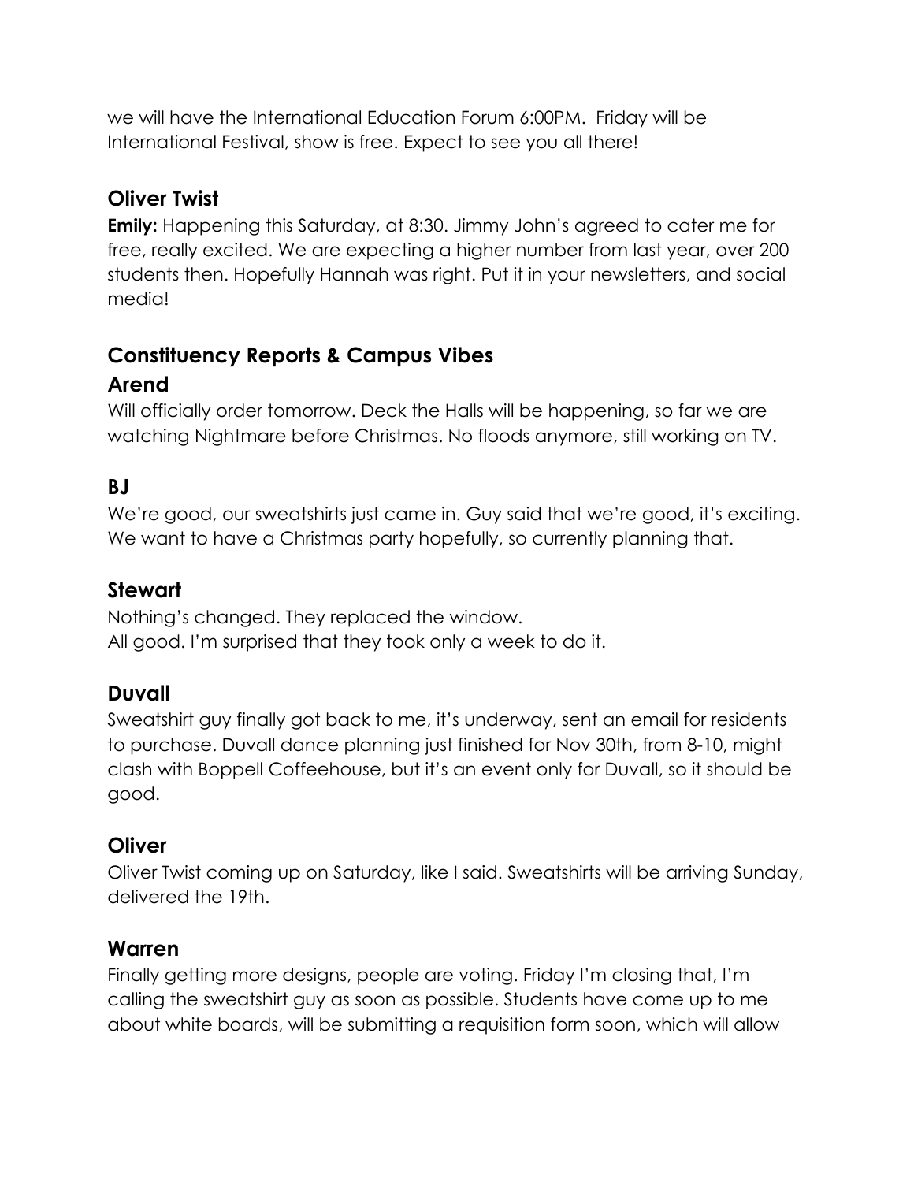we will have the International Education Forum 6:00PM. Friday will be International Festival, show is free. Expect to see you all there!

## Oliver Twist

**Emily:** Happening this Saturday, at 8:30. Jimmy John's agreed to cater me for free, really excited. We are expecting a higher number from last year, over 200 students then. Hopefully Hannah was right. Put it in your newsletters, and social media!

## Constituency Reports & Campus Vibes

## Arend

Will officially order tomorrow. Deck the Halls will be happening, so far we are watching Nightmare before Christmas. No floods anymore, still working on TV.

## BJ

We're good, our sweatshirts just came in. Guy said that we're good, it's exciting. We want to have a Christmas party hopefully, so currently planning that.

## Stewart

Nothing's changed. They replaced the window.
All good. I'm surprised that they took only a week to do it.

## Duvall

Sweatshirt guy finally got back to me, it's underway, sent an email for residents to purchase. Duvall dance planning just finished for Nov 30th, from 8-10, might clash with Boppell Coffeehouse, but it's an event only for Duvall, so it should be good.

## Oliver

Oliver Twist coming up on Saturday, like I said. Sweatshirts will be arriving Sunday, delivered the 19th.

## Warren

Finally getting more designs, people are voting. Friday I'm closing that, I'm calling the sweatshirt guy as soon as possible. Students have come up to me about white boards, will be submitting a requisition form soon, which will allow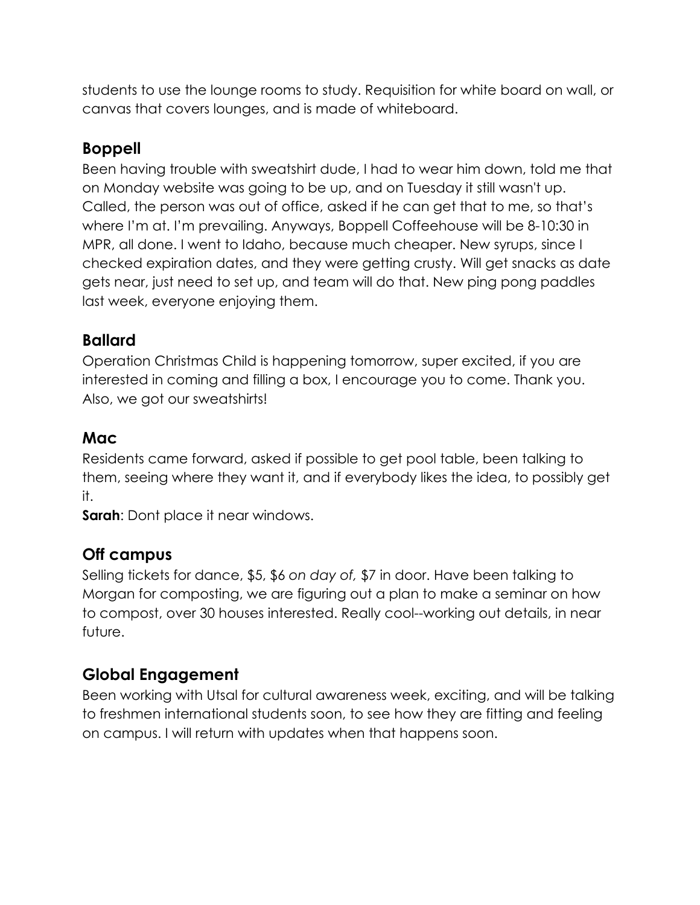students to use the lounge rooms to study. Requisition for white board on wall, or canvas that covers lounges, and is made of whiteboard.

## Boppell

Been having trouble with sweatshirt dude, I had to wear him down, told me that on Monday website was going to be up, and on Tuesday it still wasn't up. Called, the person was out of office, asked if he can get that to me, so that's where I'm at. I'm prevailing. Anyways, Boppell Coffeehouse will be 8-10:30 in MPR, all done. I went to Idaho, because much cheaper. New syrups, since I checked expiration dates, and they were getting crusty. Will get snacks as date gets near, just need to set up, and team will do that. New ping pong paddles last week, everyone enjoying them.

## Ballard

Operation Christmas Child is happening tomorrow, super excited, if you are interested in coming and filling a box, I encourage you to come. Thank you. Also, we got our sweatshirts!

## Mac

Residents came forward, asked if possible to get pool table, been talking to them, seeing where they want it, and if everybody likes the idea, to possibly get it.

**Sarah**: Dont place it near windows.

## Off campus

Selling tickets for dance, $5, $6 *on day of,* $7 in door. Have been talking to Morgan for composting, we are figuring out a plan to make a seminar on how to compost, over 30 houses interested. Really cool--working out details, in near future.

## Global Engagement

Been working with Utsal for cultural awareness week, exciting, and will be talking to freshmen international students soon, to see how they are fitting and feeling on campus. I will return with updates when that happens soon.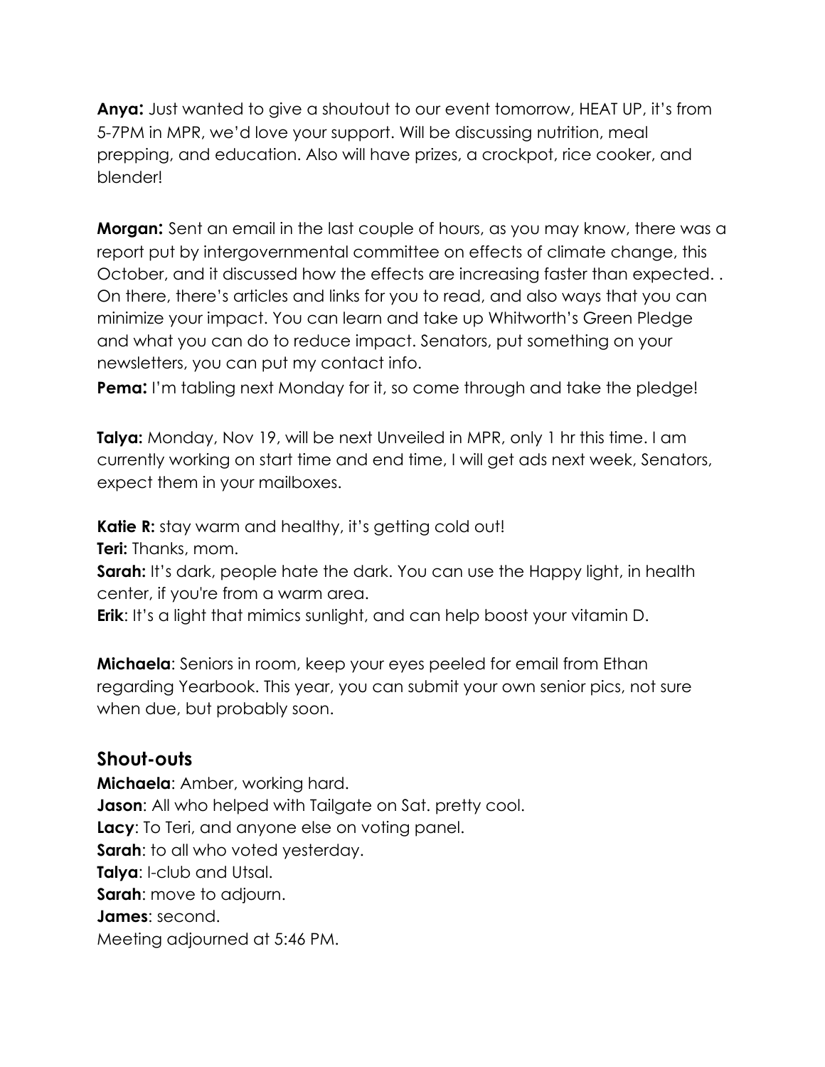**Anya:** Just wanted to give a shoutout to our event tomorrow, HEAT UP, it's from 5-7PM in MPR, we'd love your support. Will be discussing nutrition, meal prepping, and education. Also will have prizes, a crockpot, rice cooker, and blender!

**Morgan:** Sent an email in the last couple of hours, as you may know, there was a report put by intergovernmental committee on effects of climate change, this October, and it discussed how the effects are increasing faster than expected. . On there, there's articles and links for you to read, and also ways that you can minimize your impact. You can learn and take up Whitworth's Green Pledge and what you can do to reduce impact. Senators, put something on your newsletters, you can put my contact info.
**Pema:** I'm tabling next Monday for it, so come through and take the pledge!

**Talya:** Monday, Nov 19, will be next Unveiled in MPR, only 1 hr this time. I am currently working on start time and end time, I will get ads next week, Senators, expect them in your mailboxes.

**Katie R:** stay warm and healthy, it's getting cold out!
**Teri:** Thanks, mom.
**Sarah:** It's dark, people hate the dark. You can use the Happy light, in health center, if you're from a warm area.
**Erik**: It's a light that mimics sunlight, and can help boost your vitamin D.

**Michaela**: Seniors in room, keep your eyes peeled for email from Ethan regarding Yearbook. This year, you can submit your own senior pics, not sure when due, but probably soon.

## Shout-outs

**Michaela**: Amber, working hard.
**Jason**: All who helped with Tailgate on Sat. pretty cool.
**Lacy**: To Teri, and anyone else on voting panel.
**Sarah**: to all who voted yesterday.
**Talya**: I-club and Utsal.
**Sarah**: move to adjourn.
**James**: second.
Meeting adjourned at 5:46 PM.